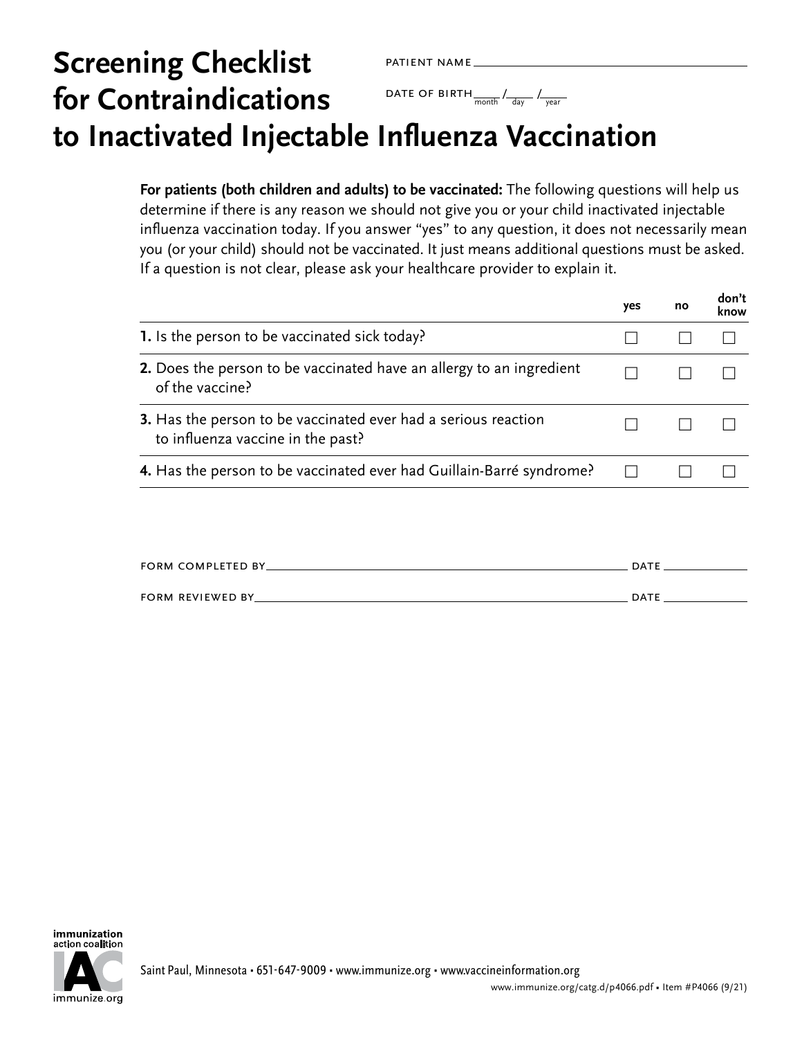# Screening Checklist for Contraindications to Inactivated Injectable Influenza Vaccination

PATIENT NAME ______________________________

DATE OF BIRTH ____ / ____ / ____ (month / day / year)

**For patients (both children and adults) to be vaccinated:** The following questions will help us determine if there is any reason we should not give you or your child inactivated injectable influenza vaccination today. If you answer "yes" to any question, it does not necessarily mean you (or your child) should not be vaccinated. It just means additional questions must be asked. If a question is not clear, please ask your healthcare provider to explain it.

| | yes | no | don't know |
|---|---|---|---|
| **1.** Is the person to be vaccinated sick today? | ☐ | ☐ | ☐ |
| **2.** Does the person to be vaccinated have an allergy to an ingredient of the vaccine? | ☐ | ☐ | ☐ |
| **3.** Has the person to be vaccinated ever had a serious reaction to influenza vaccine in the past? | ☐ | ☐ | ☐ |
| **4.** Has the person to be vaccinated ever had Guillain-Barré syndrome? | ☐ | ☐ | ☐ |

FORM COMPLETED BY ______________________________ DATE __________

FORM REVIEWED BY ______________________________ DATE __________

immunization action coalition — immunize.org

Saint Paul, Minnesota • 651-647-9009 • www.immunize.org • www.vaccineinformation.org

www.immunize.org/catg.d/p4066.pdf • Item #P4066 (9/21)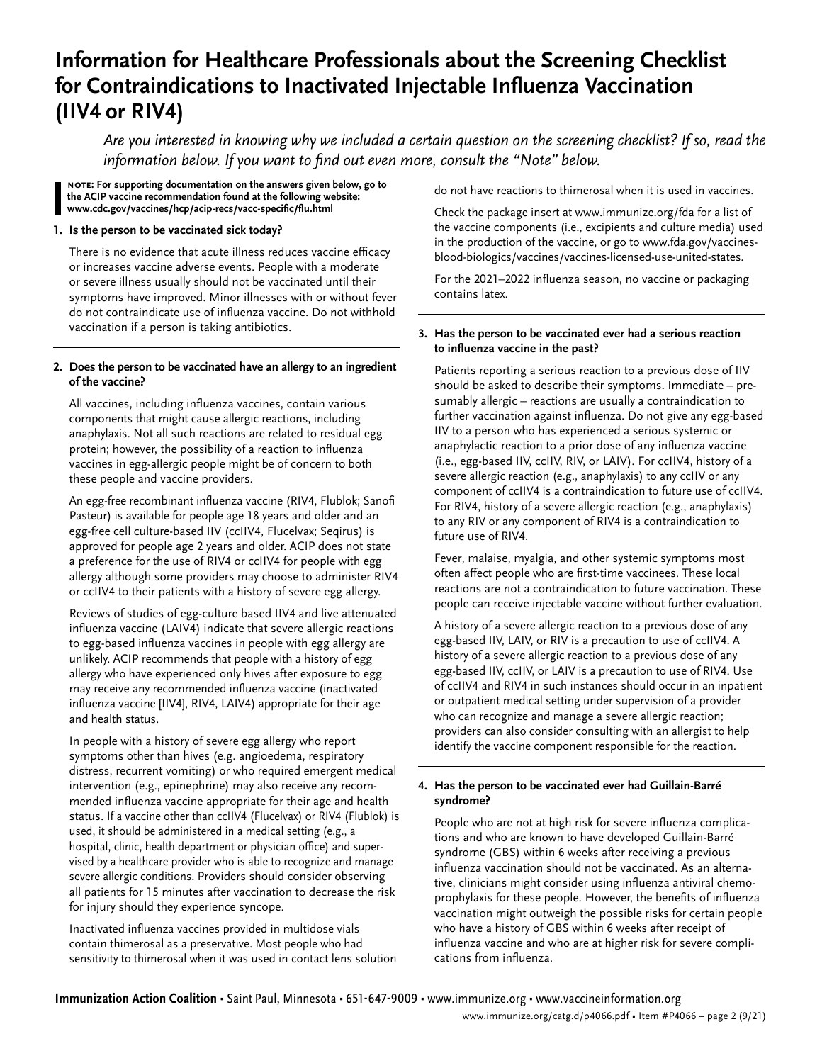# Information for Healthcare Professionals about the Screening Checklist for Contraindications to Inactivated Injectable Influenza Vaccination (IIV4 or RIV4)

*Are you interested in knowing why we included a certain question on the screening checklist? If so, read the information below. If you want to find out even more, consult the "Note" below.*

**NOTE: For supporting documentation on the answers given below, go to the ACIP vaccine recommendation found at the following website: www.cdc.gov/vaccines/hcp/acip-recs/vacc-specific/flu.html**

**1. Is the person to be vaccinated sick today?**

There is no evidence that acute illness reduces vaccine efficacy or increases vaccine adverse events. People with a moderate or severe illness usually should not be vaccinated until their symptoms have improved. Minor illnesses with or without fever do not contraindicate use of influenza vaccine. Do not withhold vaccination if a person is taking antibiotics.

**2. Does the person to be vaccinated have an allergy to an ingredient of the vaccine?**

All vaccines, including influenza vaccines, contain various components that might cause allergic reactions, including anaphylaxis. Not all such reactions are related to residual egg protein; however, the possibility of a reaction to influenza vaccines in egg-allergic people might be of concern to both these people and vaccine providers.

An egg-free recombinant influenza vaccine (RIV4, Flublok; Sanofi Pasteur) is available for people age 18 years and older and an egg-free cell culture-based IIV (ccIIV4, Flucelvax; Seqirus) is approved for people age 2 years and older. ACIP does not state a preference for the use of RIV4 or ccIIV4 for people with egg allergy although some providers may choose to administer RIV4 or ccIIV4 to their patients with a history of severe egg allergy.

Reviews of studies of egg-culture based IIV4 and live attenuated influenza vaccine (LAIV4) indicate that severe allergic reactions to egg-based influenza vaccines in people with egg allergy are unlikely. ACIP recommends that people with a history of egg allergy who have experienced only hives after exposure to egg may receive any recommended influenza vaccine (inactivated influenza vaccine [IIV4], RIV4, LAIV4) appropriate for their age and health status.

In people with a history of severe egg allergy who report symptoms other than hives (e.g. angioedema, respiratory distress, recurrent vomiting) or who required emergent medical intervention (e.g., epinephrine) may also receive any recommended influenza vaccine appropriate for their age and health status. If a vaccine other than ccIIV4 (Flucelvax) or RIV4 (Flublok) is used, it should be administered in a medical setting (e.g., a hospital, clinic, health department or physician office) and supervised by a healthcare provider who is able to recognize and manage severe allergic conditions. Providers should consider observing all patients for 15 minutes after vaccination to decrease the risk for injury should they experience syncope.

Inactivated influenza vaccines provided in multidose vials contain thimerosal as a preservative. Most people who had sensitivity to thimerosal when it was used in contact lens solution do not have reactions to thimerosal when it is used in vaccines.

Check the package insert at www.immunize.org/fda for a list of the vaccine components (i.e., excipients and culture media) used in the production of the vaccine, or go to www.fda.gov/vaccines-blood-biologics/vaccines/vaccines-licensed-use-united-states.

For the 2021–2022 influenza season, no vaccine or packaging contains latex.

**3. Has the person to be vaccinated ever had a serious reaction to influenza vaccine in the past?**

Patients reporting a serious reaction to a previous dose of IIV should be asked to describe their symptoms. Immediate – presumably allergic – reactions are usually a contraindication to further vaccination against influenza. Do not give any egg-based IIV to a person who has experienced a serious systemic or anaphylactic reaction to a prior dose of any influenza vaccine (i.e., egg-based IIV, ccIIV, RIV, or LAIV). For ccIIV4, history of a severe allergic reaction (e.g., anaphylaxis) to any ccIIV or any component of ccIIV4 is a contraindication to future use of ccIIV4. For RIV4, history of a severe allergic reaction (e.g., anaphylaxis) to any RIV or any component of RIV4 is a contraindication to future use of RIV4.

Fever, malaise, myalgia, and other systemic symptoms most often affect people who are first-time vaccinees. These local reactions are not a contraindication to future vaccination. These people can receive injectable vaccine without further evaluation.

A history of a severe allergic reaction to a previous dose of any egg-based IIV, LAIV, or RIV is a precaution to use of ccIIV4. A history of a severe allergic reaction to a previous dose of any egg-based IIV, ccIIV, or LAIV is a precaution to use of RIV4. Use of ccIIV4 and RIV4 in such instances should occur in an inpatient or outpatient medical setting under supervision of a provider who can recognize and manage a severe allergic reaction; providers can also consider consulting with an allergist to help identify the vaccine component responsible for the reaction.

**4. Has the person to be vaccinated ever had Guillain-Barré syndrome?**

People who are not at high risk for severe influenza complications and who are known to have developed Guillain-Barré syndrome (GBS) within 6 weeks after receiving a previous influenza vaccination should not be vaccinated. As an alternative, clinicians might consider using influenza antiviral chemoprophylaxis for these people. However, the benefits of influenza vaccination might outweigh the possible risks for certain people who have a history of GBS within 6 weeks after receipt of influenza vaccine and who are at higher risk for severe complications from influenza.